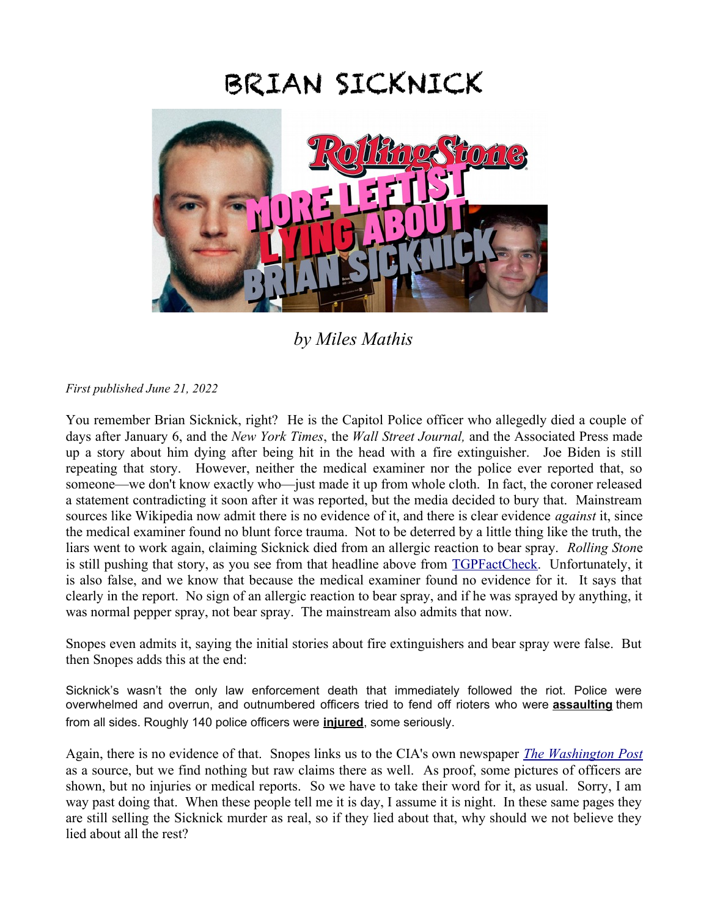# BRIAN SICKNICK

*by Miles Mathis*

*First published June 21, 2022*

You remember Brian Sicknick, right? He is the Capitol Police officer who allegedly died a couple of days after January 6, and the *New York Times*, the *Wall Street Journal,* and the Associated Press made up a story about him dying after being hit in the head with a fire extinguisher. Joe Biden is still repeating that story. However, neither the medical examiner nor the police ever reported that, so someone—we don't know exactly who—just made it up from whole cloth. In fact, the coroner released a statement contradicting it soon after it was reported, but the media decided to bury that. Mainstream sources like Wikipedia now admit there is no evidence of it, and there is clear evidence *against* it, since the medical examiner found no blunt force trauma. Not to be deterred by a little thing like the truth, the liars went to work again, claiming Sicknick died from an allergic reaction to bear spray. *Rolling Ston*e is still pushing that story, as you see from that headline above from [TGPFactCheck](). Unfortunately, it is also false, and we know that because the medical examiner found no evidence for it. It says that clearly in the report. No sign of an allergic reaction to bear spray, and if he was sprayed by anything, it was normal pepper spray, not bear spray. The mainstream also admits that now.

Snopes even admits it, saying the initial stories about fire extinguishers and bear spray were false. But then Snopes adds this at the end:

> Sicknick's wasn't the only law enforcement death that immediately followed the riot. Police were overwhelmed and overrun, and outnumbered officers tried to fend off rioters who were **assaulting** them from all sides. Roughly 140 police officers were **injured**, some seriously.

Again, there is no evidence of that. Snopes links us to the CIA's own newspaper *[The Washington Post]()* as a source, but we find nothing but raw claims there as well. As proof, some pictures of officers are shown, but no injuries or medical reports. So we have to take their word for it, as usual. Sorry, I am way past doing that. When these people tell me it is day, I assume it is night. In these same pages they are still selling the Sicknick murder as real, so if they lied about that, why should we not believe they lied about all the rest?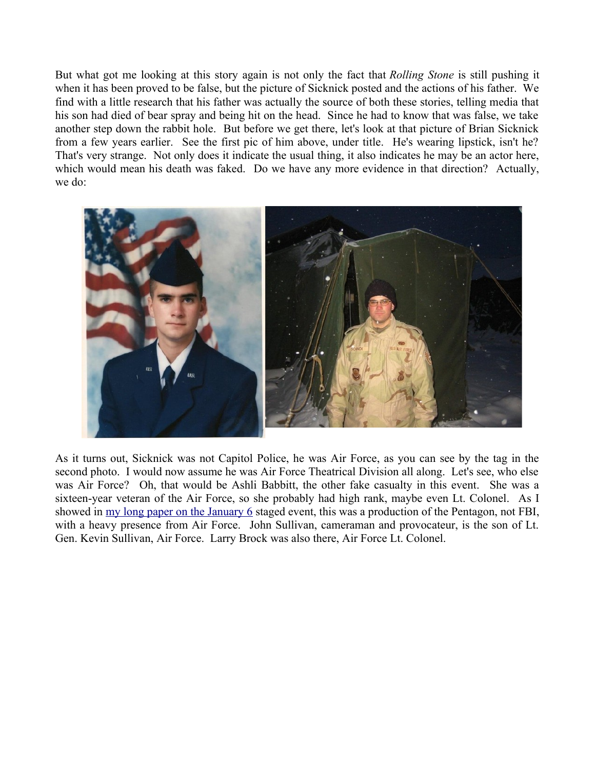But what got me looking at this story again is not only the fact that *Rolling Stone* is still pushing it when it has been proved to be false, but the picture of Sicknick posted and the actions of his father. We find with a little research that his father was actually the source of both these stories, telling media that his son had died of bear spray and being hit on the head. Since he had to know that was false, we take another step down the rabbit hole. But before we get there, let's look at that picture of Brian Sicknick from a few years earlier. See the first pic of him above, under title. He's wearing lipstick, isn't he? That's very strange. Not only does it indicate the usual thing, it also indicates he may be an actor here, which would mean his death was faked. Do we have any more evidence in that direction? Actually, we do:

As it turns out, Sicknick was not Capitol Police, he was Air Force, as you can see by the tag in the second photo. I would now assume he was Air Force Theatrical Division all along. Let's see, who else was Air Force? Oh, that would be Ashli Babbitt, the other fake casualty in this event. She was a sixteen-year veteran of the Air Force, so she probably had high rank, maybe even Lt. Colonel. As I showed in [my long paper on the January 6]() staged event, this was a production of the Pentagon, not FBI, with a heavy presence from Air Force. John Sullivan, cameraman and provocateur, is the son of Lt. Gen. Kevin Sullivan, Air Force. Larry Brock was also there, Air Force Lt. Colonel.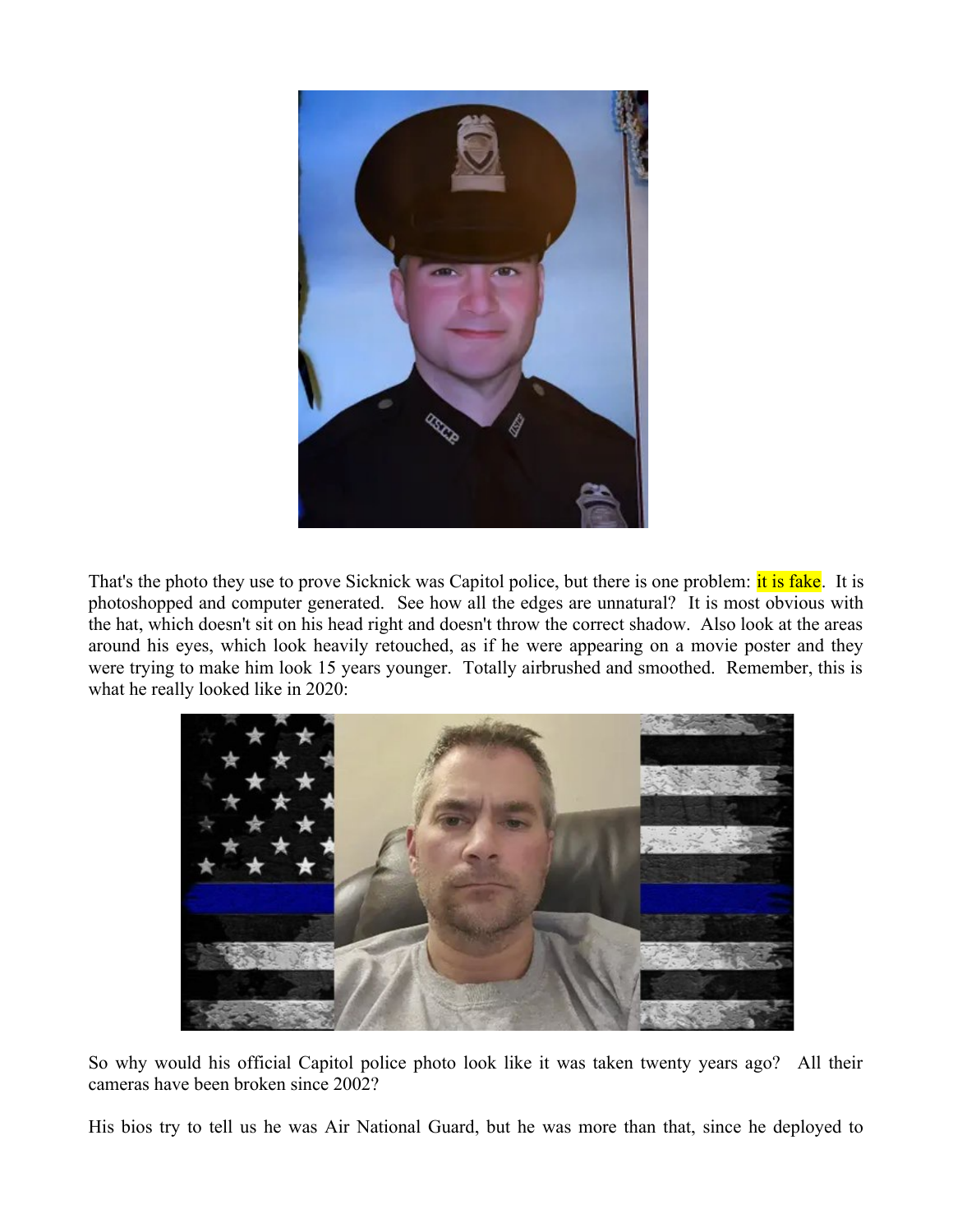That's the photo they use to prove Sicknick was Capitol police, but there is one problem: it is fake. It is photoshopped and computer generated. See how all the edges are unnatural? It is most obvious with the hat, which doesn't sit on his head right and doesn't throw the correct shadow. Also look at the areas around his eyes, which look heavily retouched, as if he were appearing on a movie poster and they were trying to make him look 15 years younger. Totally airbrushed and smoothed. Remember, this is what he really looked like in 2020:

So why would his official Capitol police photo look like it was taken twenty years ago? All their cameras have been broken since 2002?

His bios try to tell us he was Air National Guard, but he was more than that, since he deployed to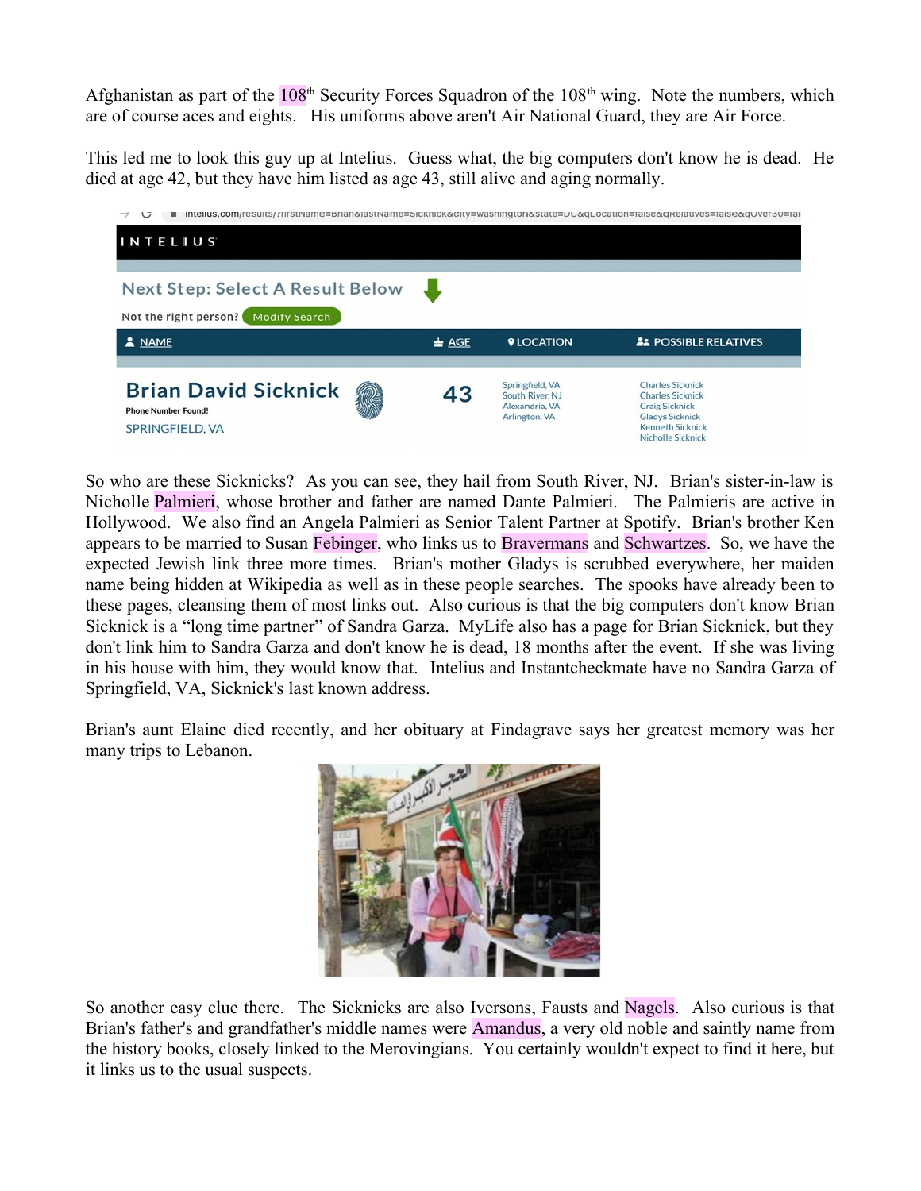Afghanistan as part of the 108th Security Forces Squadron of the 108th wing. Note the numbers, which are of course aces and eights. His uniforms above aren't Air National Guard, they are Air Force.

This led me to look this guy up at Intelius. Guess what, the big computers don't know he is dead. He died at age 42, but they have him listed as age 43, still alive and aging normally.

INTELIUS

Next Step: Select A Result Below

Not the right person? Modify Search

| NAME | AGE | LOCATION | POSSIBLE RELATIVES |
| --- | --- | --- | --- |
| Brian David Sicknick<br>Phone Number Found!<br>SPRINGFIELD, VA | 43 | Springfield, VA<br>South River, NJ<br>Alexandria, VA<br>Arlington, VA | Charles Sicknick<br>Charles Sicknick<br>Craig Sicknick<br>Gladys Sicknick<br>Kenneth Sicknick<br>Nicholle Sicknick |

So who are these Sicknicks? As you can see, they hail from South River, NJ. Brian's sister-in-law is Nicholle Palmieri, whose brother and father are named Dante Palmieri. The Palmieris are active in Hollywood. We also find an Angela Palmieri as Senior Talent Partner at Spotify. Brian's brother Ken appears to be married to Susan Febinger, who links us to Bravermans and Schwartzes. So, we have the expected Jewish link three more times. Brian's mother Gladys is scrubbed everywhere, her maiden name being hidden at Wikipedia as well as in these people searches. The spooks have already been to these pages, cleansing them of most links out. Also curious is that the big computers don't know Brian Sicknick is a "long time partner" of Sandra Garza. MyLife also has a page for Brian Sicknick, but they don't link him to Sandra Garza and don't know he is dead, 18 months after the event. If she was living in his house with him, they would know that. Intelius and Instantcheckmate have no Sandra Garza of Springfield, VA, Sicknick's last known address.

Brian's aunt Elaine died recently, and her obituary at Findagrave says her greatest memory was her many trips to Lebanon.

So another easy clue there. The Sicknicks are also Iversons, Fausts and Nagels. Also curious is that Brian's father's and grandfather's middle names were Amandus, a very old noble and saintly name from the history books, closely linked to the Merovingians. You certainly wouldn't expect to find it here, but it links us to the usual suspects.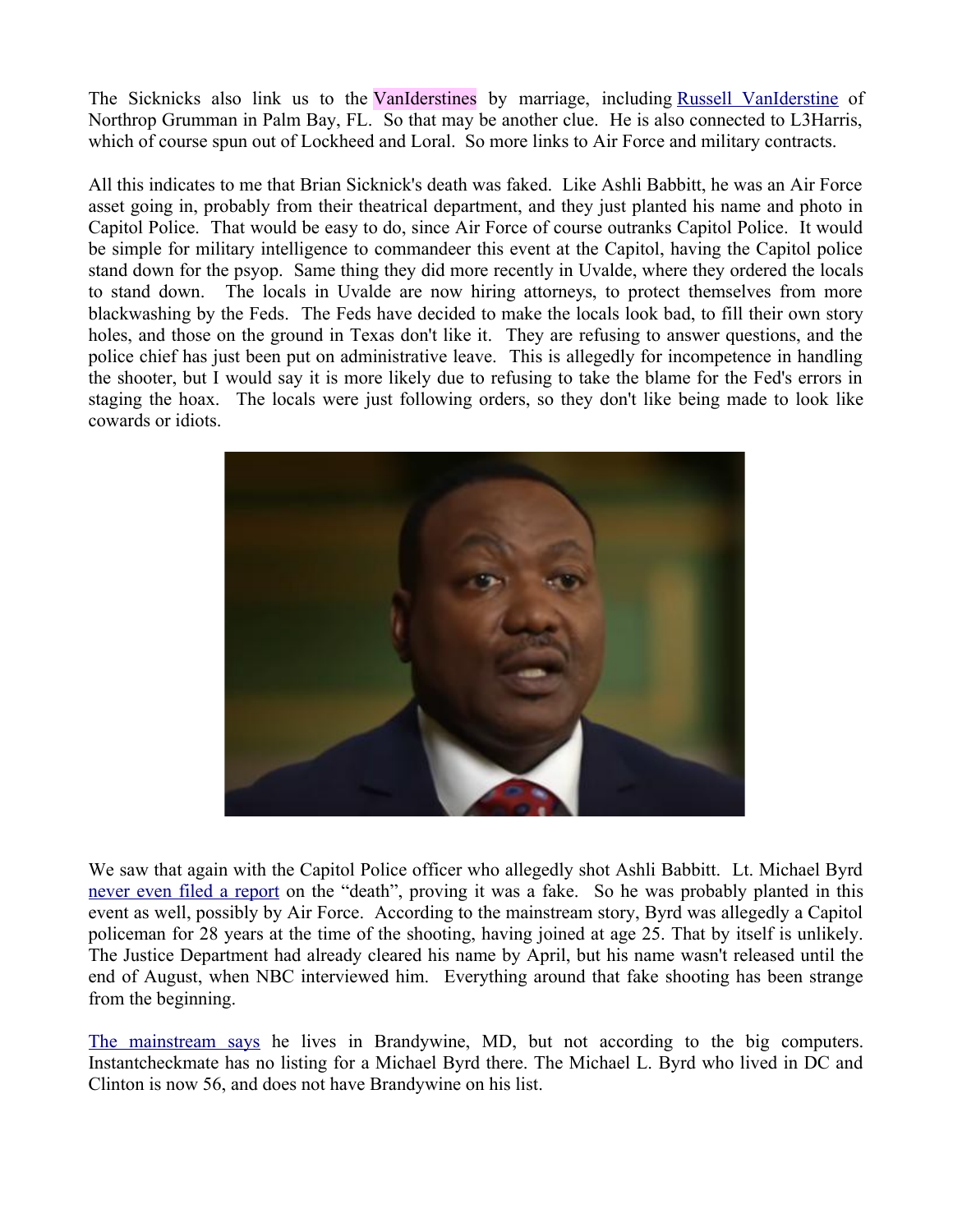The Sicknicks also link us to the VanIderstines by marriage, including Russell VanIderstine of Northrop Grumman in Palm Bay, FL. So that may be another clue. He is also connected to L3Harris, which of course spun out of Lockheed and Loral. So more links to Air Force and military contracts.

All this indicates to me that Brian Sicknick's death was faked. Like Ashli Babbitt, he was an Air Force asset going in, probably from their theatrical department, and they just planted his name and photo in Capitol Police. That would be easy to do, since Air Force of course outranks Capitol Police. It would be simple for military intelligence to commandeer this event at the Capitol, having the Capitol police stand down for the psyop. Same thing they did more recently in Uvalde, where they ordered the locals to stand down. The locals in Uvalde are now hiring attorneys, to protect themselves from more blackwashing by the Feds. The Feds have decided to make the locals look bad, to fill their own story holes, and those on the ground in Texas don't like it. They are refusing to answer questions, and the police chief has just been put on administrative leave. This is allegedly for incompetence in handling the shooter, but I would say it is more likely due to refusing to take the blame for the Fed's errors in staging the hoax. The locals were just following orders, so they don't like being made to look like cowards or idiots.

We saw that again with the Capitol Police officer who allegedly shot Ashli Babbitt. Lt. Michael Byrd never even filed a report on the "death", proving it was a fake. So he was probably planted in this event as well, possibly by Air Force. According to the mainstream story, Byrd was allegedly a Capitol policeman for 28 years at the time of the shooting, having joined at age 25. That by itself is unlikely. The Justice Department had already cleared his name by April, but his name wasn't released until the end of August, when NBC interviewed him. Everything around that fake shooting has been strange from the beginning.

The mainstream says he lives in Brandywine, MD, but not according to the big computers. Instantcheckmate has no listing for a Michael Byrd there. The Michael L. Byrd who lived in DC and Clinton is now 56, and does not have Brandywine on his list.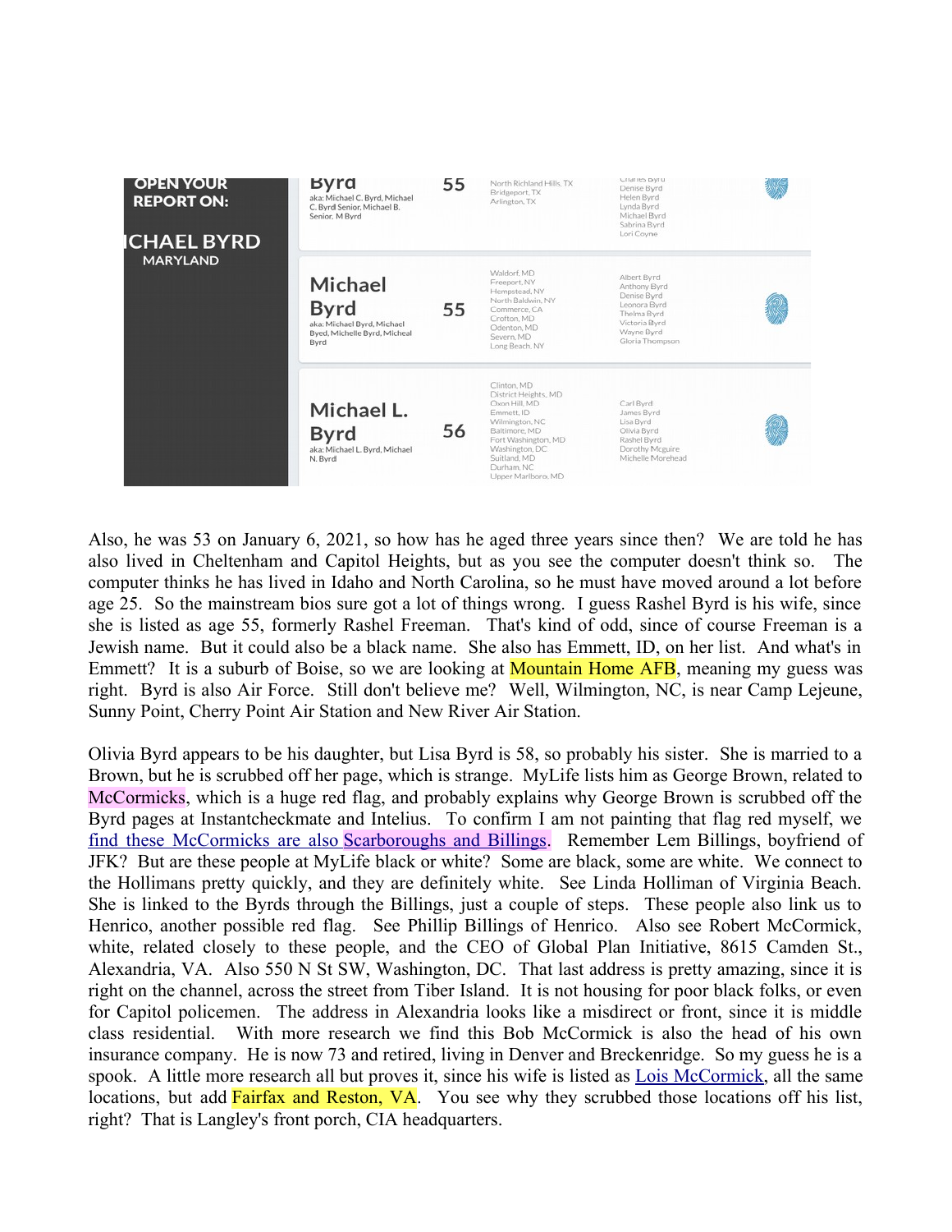OPEN YOUR REPORT ON:

ICHAEL BYRD

MARYLAND

| Name | Age | Locations | Relatives |
|---|---|---|---|
| Byrd<br>aka: Michael C. Byrd, Michael C. Byrd Senior, Michael B. Senior, M Byrd | 55 | North Richland Hills, TX<br>Bridgeport, TX<br>Arlington, TX | Charles Byrd<br>Denise Byrd<br>Helen Byrd<br>Lynda Byrd<br>Michael Byrd<br>Sabrina Byrd<br>Lori Coyne |
| Michael Byrd<br>aka: Michael Byrd, Michael Byed, Michelle Byrd, Micheal Byrd | 55 | Waldorf, MD<br>Freeport, NY<br>Hempstead, NY<br>North Baldwin, NY<br>Commerce, CA<br>Crofton, MD<br>Odenton, MD<br>Severn, MD<br>Long Beach, NY | Albert Byrd<br>Anthony Byrd<br>Denise Byrd<br>Leonora Byrd<br>Thelma Byrd<br>Victoria Byrd<br>Wayne Byrd<br>Gloria Thompson |
| Michael L. Byrd<br>aka: Michael L. Byrd, Michael N. Byrd | 56 | Clinton, MD<br>District Heights, MD<br>Oxon Hill, MD<br>Emmett, ID<br>Wilmington, NC<br>Baltimore, MD<br>Fort Washington, MD<br>Washington, DC<br>Suitland, MD<br>Durham, NC<br>Upper Marlboro, MD | Carl Byrd<br>James Byrd<br>Lisa Byrd<br>Olivia Byrd<br>Rashel Byrd<br>Dorothy Mcguire<br>Michelle Morehead |

Also, he was 53 on January 6, 2021, so how has he aged three years since then? We are told he has also lived in Cheltenham and Capitol Heights, but as you see the computer doesn't think so. The computer thinks he has lived in Idaho and North Carolina, so he must have moved around a lot before age 25. So the mainstream bios sure got a lot of things wrong. I guess Rashel Byrd is his wife, since she is listed as age 55, formerly Rashel Freeman. That's kind of odd, since of course Freeman is a Jewish name. But it could also be a black name. She also has Emmett, ID, on her list. And what's in Emmett? It is a suburb of Boise, so we are looking at Mountain Home AFB, meaning my guess was right. Byrd is also Air Force. Still don't believe me? Well, Wilmington, NC, is near Camp Lejeune, Sunny Point, Cherry Point Air Station and New River Air Station.

Olivia Byrd appears to be his daughter, but Lisa Byrd is 58, so probably his sister. She is married to a Brown, but he is scrubbed off her page, which is strange. MyLife lists him as George Brown, related to McCormicks, which is a huge red flag, and probably explains why George Brown is scrubbed off the Byrd pages at Instantcheckmate and Intelius. To confirm I am not painting that flag red myself, we find these McCormicks are also Scarboroughs and Billings. Remember Lem Billings, boyfriend of JFK? But are these people at MyLife black or white? Some are black, some are white. We connect to the Hollimans pretty quickly, and they are definitely white. See Linda Holliman of Virginia Beach. She is linked to the Byrds through the Billings, just a couple of steps. These people also link us to Henrico, another possible red flag. See Phillip Billings of Henrico. Also see Robert McCormick, white, related closely to these people, and the CEO of Global Plan Initiative, 8615 Camden St., Alexandria, VA. Also 550 N St SW, Washington, DC. That last address is pretty amazing, since it is right on the channel, across the street from Tiber Island. It is not housing for poor black folks, or even for Capitol policemen. The address in Alexandria looks like a misdirect or front, since it is middle class residential. With more research we find this Bob McCormick is also the head of his own insurance company. He is now 73 and retired, living in Denver and Breckenridge. So my guess he is a spook. A little more research all but proves it, since his wife is listed as Lois McCormick, all the same locations, but add Fairfax and Reston, VA. You see why they scrubbed those locations off his list, right? That is Langley's front porch, CIA headquarters.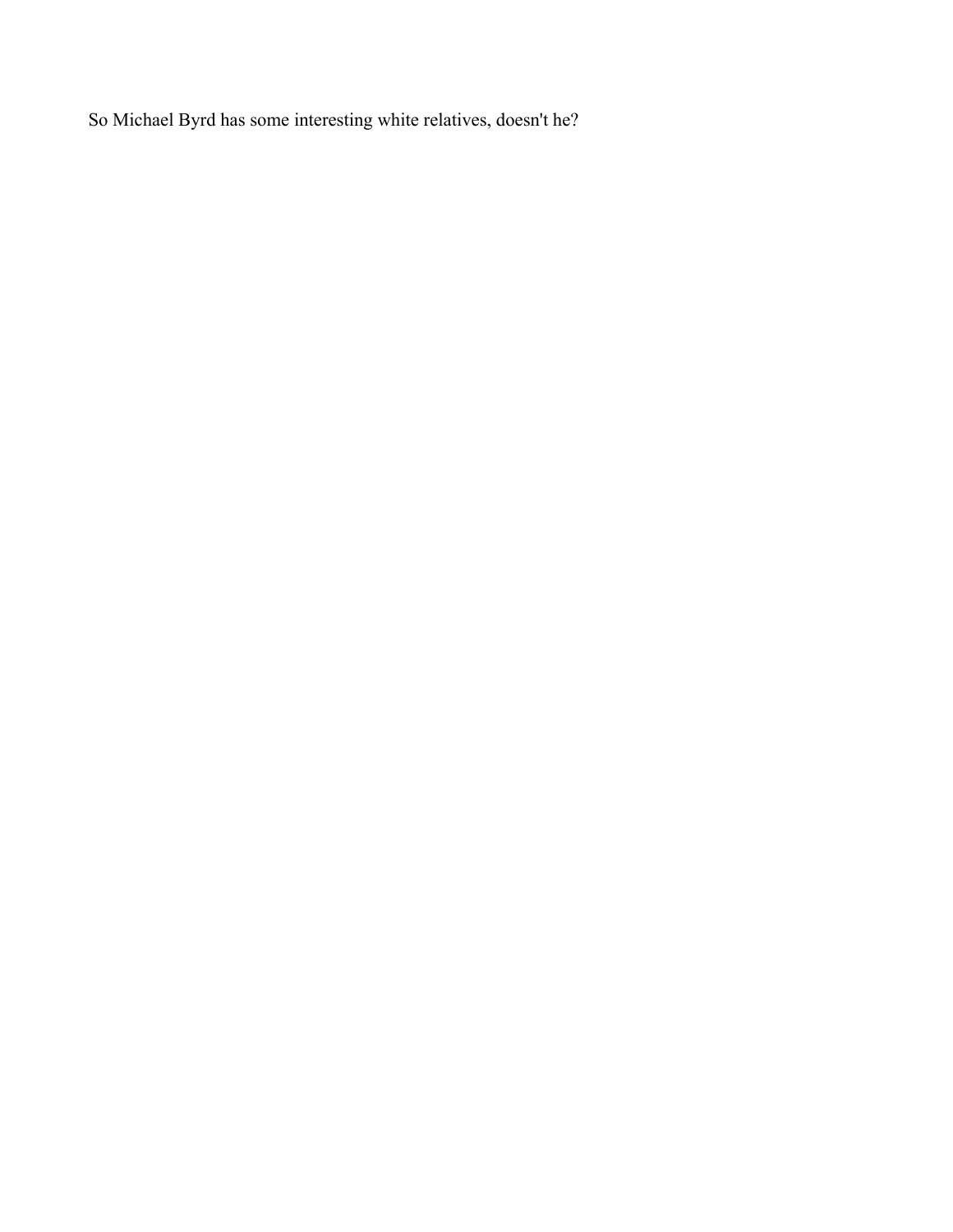So Michael Byrd has some interesting white relatives, doesn't he?